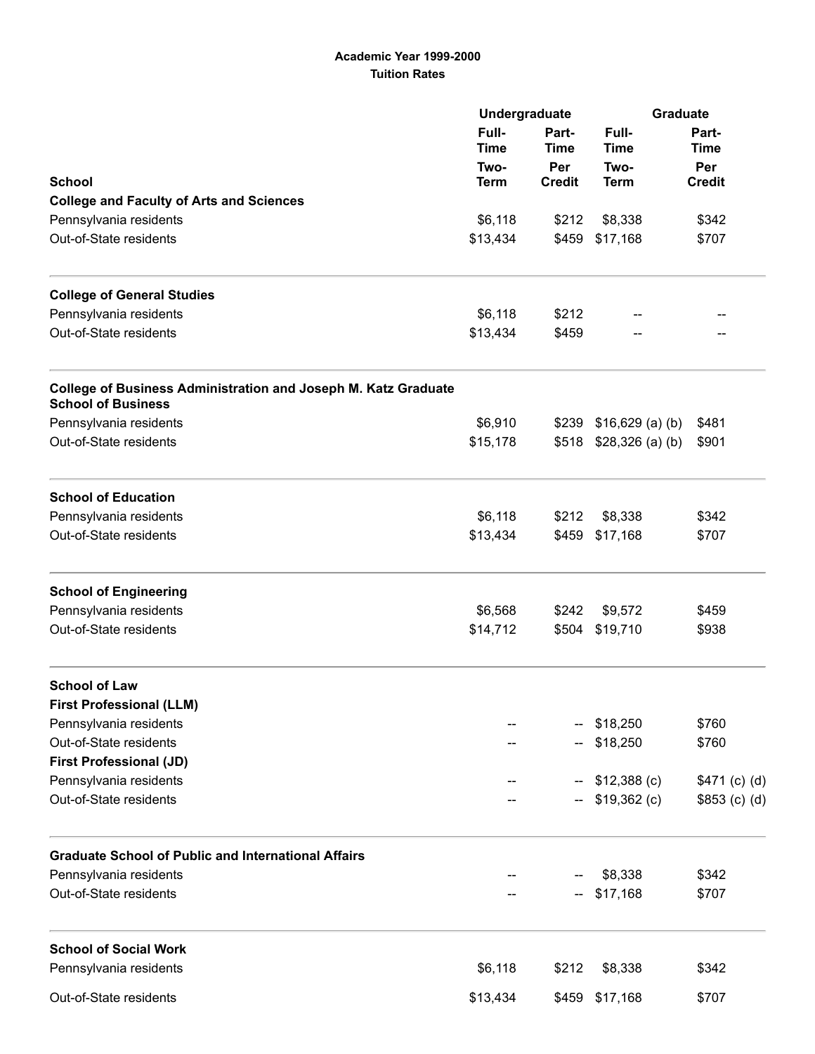**Academic Year 1999-2000**
**Tuition Rates**

| | Undergraduate | | Graduate | |
|---|---|---|---|---|
| | Full-Time | Part-Time | Full-Time | Part-Time |
| **School** | Two-Term | Per Credit | Two-Term | Per Credit |
| **College and Faculty of Arts and Sciences** | | | | |
| Pennsylvania residents | $6,118 | $212 | $8,338 | $342 |
| Out-of-State residents | $13,434 | $459 | $17,168 | $707 |
| **College of General Studies** | | | | |
| Pennsylvania residents | $6,118 | $212 | -- | -- |
| Out-of-State residents | $13,434 | $459 | -- | -- |
| **College of Business Administration and Joseph M. Katz Graduate School of Business** | | | | |
| Pennsylvania residents | $6,910 | $239 | $16,629 (a) (b) | $481 |
| Out-of-State residents | $15,178 | $518 | $28,326 (a) (b) | $901 |
| **School of Education** | | | | |
| Pennsylvania residents | $6,118 | $212 | $8,338 | $342 |
| Out-of-State residents | $13,434 | $459 | $17,168 | $707 |
| **School of Engineering** | | | | |
| Pennsylvania residents | $6,568 | $242 | $9,572 | $459 |
| Out-of-State residents | $14,712 | $504 | $19,710 | $938 |
| **School of Law** | | | | |
| **First Professional (LLM)** | | | | |
| Pennsylvania residents | -- | -- | $18,250 | $760 |
| Out-of-State residents | -- | -- | $18,250 | $760 |
| **First Professional (JD)** | | | | |
| Pennsylvania residents | -- | -- | $12,388 (c) | $471 (c) (d) |
| Out-of-State residents | -- | -- | $19,362 (c) | $853 (c) (d) |
| **Graduate School of Public and International Affairs** | | | | |
| Pennsylvania residents | -- | -- | $8,338 | $342 |
| Out-of-State residents | -- | -- | $17,168 | $707 |
| **School of Social Work** | | | | |
| Pennsylvania residents | $6,118 | $212 | $8,338 | $342 |
| Out-of-State residents | $13,434 | $459 | $17,168 | $707 |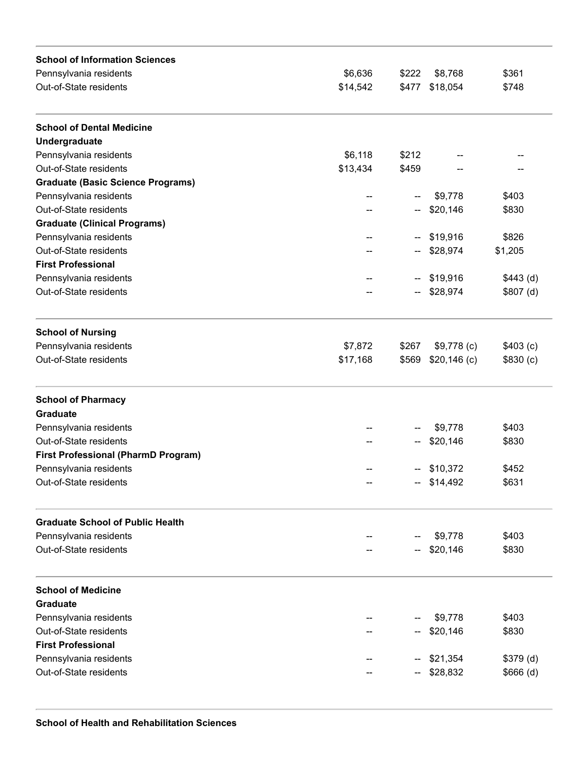| | | | | |
|---|---|---|---|---|
| **School of Information Sciences** | | | | |
| Pennsylvania residents | $6,636 | $222 | $8,768 | $361 |
| Out-of-State residents | $14,542 | $477 | $18,054 | $748 |
| **School of Dental Medicine** | | | | |
| **Undergraduate** | | | | |
| Pennsylvania residents | $6,118 | $212 | -- | -- |
| Out-of-State residents | $13,434 | $459 | -- | -- |
| **Graduate (Basic Science Programs)** | | | | |
| Pennsylvania residents | -- | -- | $9,778 | $403 |
| Out-of-State residents | -- | -- | $20,146 | $830 |
| **Graduate (Clinical Programs)** | | | | |
| Pennsylvania residents | -- | -- | $19,916 | $826 |
| Out-of-State residents | -- | -- | $28,974 | $1,205 |
| **First Professional** | | | | |
| Pennsylvania residents | -- | -- | $19,916 | $443 (d) |
| Out-of-State residents | -- | -- | $28,974 | $807 (d) |
| **School of Nursing** | | | | |
| Pennsylvania residents | $7,872 | $267 | $9,778 (c) | $403 (c) |
| Out-of-State residents | $17,168 | $569 | $20,146 (c) | $830 (c) |
| **School of Pharmacy** | | | | |
| **Graduate** | | | | |
| Pennsylvania residents | -- | -- | $9,778 | $403 |
| Out-of-State residents | -- | -- | $20,146 | $830 |
| **First Professional (PharmD Program)** | | | | |
| Pennsylvania residents | -- | -- | $10,372 | $452 |
| Out-of-State residents | -- | -- | $14,492 | $631 |
| **Graduate School of Public Health** | | | | |
| Pennsylvania residents | -- | -- | $9,778 | $403 |
| Out-of-State residents | -- | -- | $20,146 | $830 |
| **School of Medicine** | | | | |
| **Graduate** | | | | |
| Pennsylvania residents | -- | -- | $9,778 | $403 |
| Out-of-State residents | -- | -- | $20,146 | $830 |
| **First Professional** | | | | |
| Pennsylvania residents | -- | -- | $21,354 | $379 (d) |
| Out-of-State residents | -- | -- | $28,832 | $666 (d) |

**School of Health and Rehabilitation Sciences**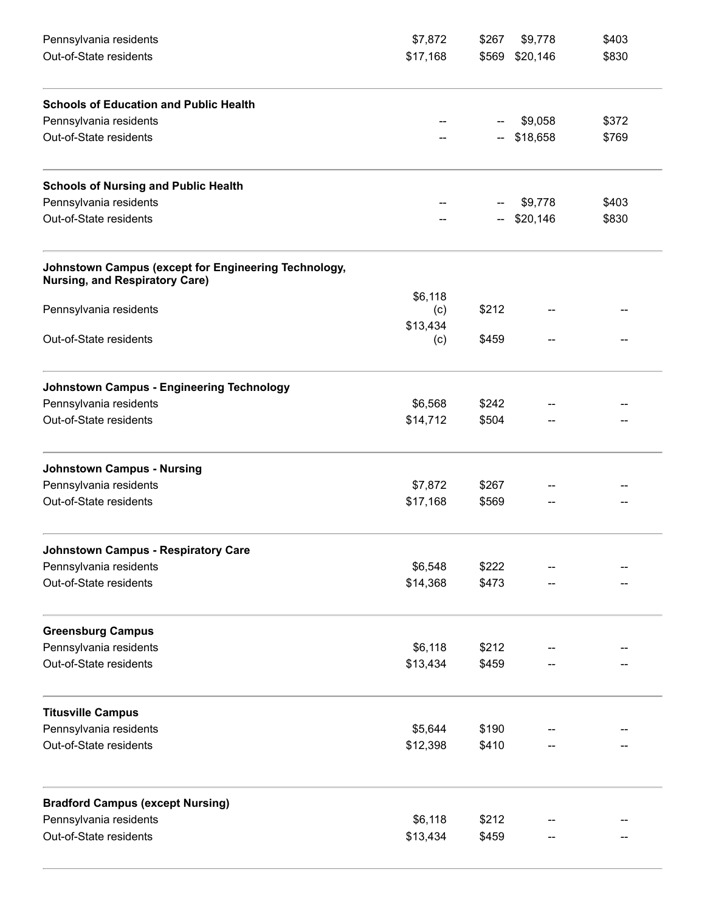| | | | | |
|---|---|---|---|---|
| Pennsylvania residents | $7,872 | $267 | $9,778 | $403 |
| Out-of-State residents | $17,168 | $569 | $20,146 | $830 |
| **Schools of Education and Public Health** | | | | |
| Pennsylvania residents | -- | -- | $9,058 | $372 |
| Out-of-State residents | -- | -- | $18,658 | $769 |
| **Schools of Nursing and Public Health** | | | | |
| Pennsylvania residents | -- | -- | $9,778 | $403 |
| Out-of-State residents | -- | -- | $20,146 | $830 |
| **Johnstown Campus (except for Engineering Technology, Nursing, and Respiratory Care)** | | | | |
| Pennsylvania residents | $6,118 (c) | $212 | -- | -- |
| Out-of-State residents | $13,434 (c) | $459 | -- | -- |
| **Johnstown Campus - Engineering Technology** | | | | |
| Pennsylvania residents | $6,568 | $242 | -- | -- |
| Out-of-State residents | $14,712 | $504 | -- | -- |
| **Johnstown Campus - Nursing** | | | | |
| Pennsylvania residents | $7,872 | $267 | -- | -- |
| Out-of-State residents | $17,168 | $569 | -- | -- |
| **Johnstown Campus - Respiratory Care** | | | | |
| Pennsylvania residents | $6,548 | $222 | -- | -- |
| Out-of-State residents | $14,368 | $473 | -- | -- |
| **Greensburg Campus** | | | | |
| Pennsylvania residents | $6,118 | $212 | -- | -- |
| Out-of-State residents | $13,434 | $459 | -- | -- |
| **Titusville Campus** | | | | |
| Pennsylvania residents | $5,644 | $190 | -- | -- |
| Out-of-State residents | $12,398 | $410 | -- | -- |
| **Bradford Campus (except Nursing)** | | | | |
| Pennsylvania residents | $6,118 | $212 | -- | -- |
| Out-of-State residents | $13,434 | $459 | -- | -- |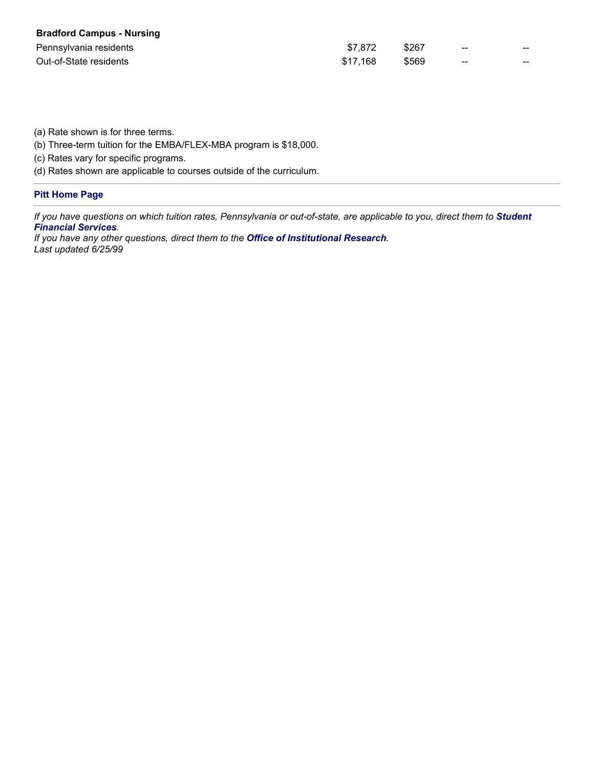| | | | | |
|---|---|---|---|---|
| **Bradford Campus - Nursing** | | | | |
| Pennsylvania residents | $7,872 | $267 | -- | -- |
| Out-of-State residents | $17,168 | $569 | -- | -- |

(a) Rate shown is for three terms.
(b) Three-term tuition for the EMBA/FLEX-MBA program is $18,000.
(c) Rates vary for specific programs.
(d) Rates shown are applicable to courses outside of the curriculum.

---

**Pitt Home Page**

---

*If you have questions on which tuition rates, Pennsylvania or out-of-state, are applicable to you, direct them to* ***Student Financial Services****.*
*If you have any other questions, direct them to the* ***Office of Institutional Research****.*
*Last updated 6/25/99*